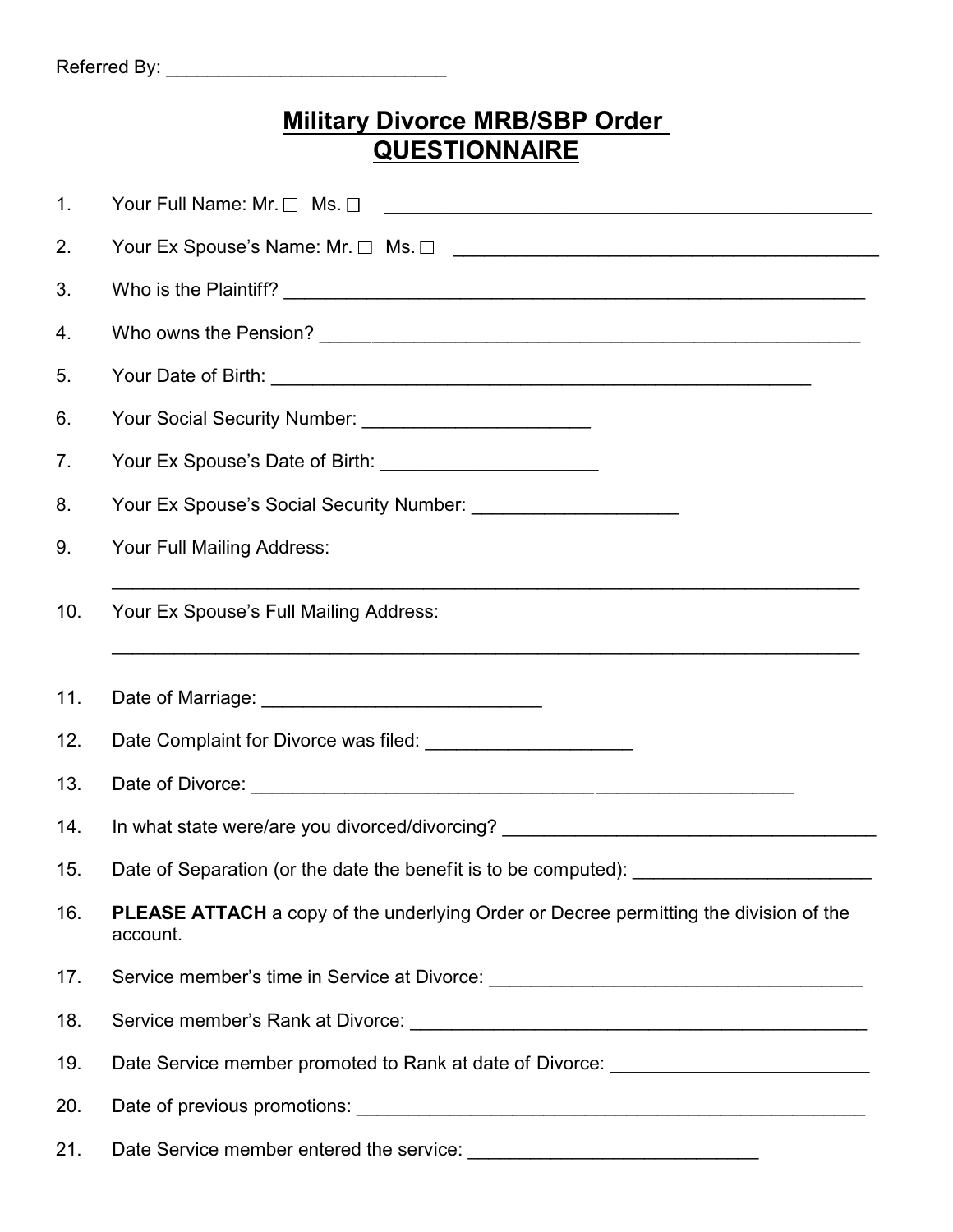Referred By: ___________________________

# Military Divorce MRB/SBP Order QUESTIONNAIRE

1. Your Full Name: Mr. ☐ Ms. ☐ _________________________________________________
2. Your Ex Spouse's Name: Mr. ☐ Ms. ☐ ___________________________________________
3. Who is the Plaintiff? ______________________________________________________________
4. Who owns the Pension? ____________________________________________________________
5. Your Date of Birth: _______________________________________________________
6. Your Social Security Number: ______________________
7. Your Ex Spouse's Date of Birth: _____________________
8. Your Ex Spouse's Social Security Number: ___________________
9. Your Full Mailing Address:

   ___________________________________________________________________________
10. Your Ex Spouse's Full Mailing Address:

    ___________________________________________________________________________
11. Date of Marriage: ___________________________
12. Date Complaint for Divorce was filed: ____________________
13. Date of Divorce: ____________________________________________________
14. In what state were/are you divorced/divorcing? ______________________________________
15. Date of Separation (or the date the benefit is to be computed): _______________________
16. **PLEASE ATTACH** a copy of the underlying Order or Decree permitting the division of the account.
17. Service member's time in Service at Divorce: _____________________________________
18. Service member's Rank at Divorce: _______________________________________________
19. Date Service member promoted to Rank at date of Divorce: _________________________
20. Date of previous promotions: ___________________________________________________
21. Date Service member entered the service: ____________________________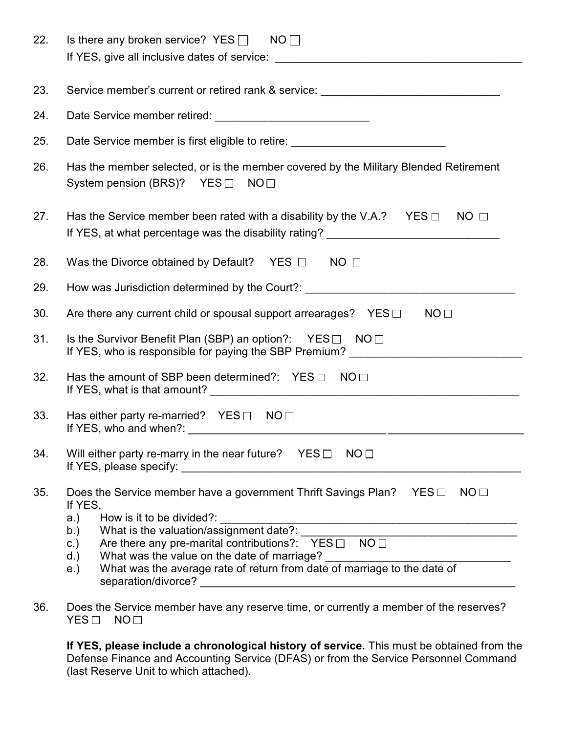22. Is there any broken service? YES ☐ NO ☐
    If YES, give all inclusive dates of service: ________________________________________

23. Service member's current or retired rank & service: ____________________________

24. Date Service member retired: ________________________

25. Date Service member is first eligible to retire: ________________________

26. Has the member selected, or is the member covered by the Military Blended Retirement System pension (BRS)? YES ☐ NO ☐

27. Has the Service member been rated with a disability by the V.A.? YES ☐ NO ☐
    If YES, at what percentage was the disability rating? ___________________________

28. Was the Divorce obtained by Default? YES ☐ NO ☐

29. How was Jurisdiction determined by the Court?: ________________________________

30. Are there any current child or spousal support arrearages? YES ☐ NO ☐

31. Is the Survivor Benefit Plan (SBP) an option?: YES ☐ NO ☐
    If YES, who is responsible for paying the SBP Premium? ___________________________

32. Has the amount of SBP been determined?: YES ☐ NO ☐
    If YES, what is that amount? ________________________________________________

33. Has either party re-married? YES ☐ NO ☐
    If YES, who and when?: ________________________________ _____________________

34. Will either party re-marry in the near future? YES ☐ NO ☐
    If YES, please specify: ______________________________________________________

35. Does the Service member have a government Thrift Savings Plan? YES ☐ NO ☐
    If YES,
    a.) How is it to be divided?: ______________________________________________
    b.) What is the valuation/assignment date?: ___________________________________
    c.) Are there any pre-marital contributions?: YES ☐ NO ☐
    d.) What was the value on the date of marriage? ____________________________
    e.) What was the average rate of return from date of marriage to the date of separation/divorce? ______________________________________________

36. Does the Service member have any reserve time, or currently a member of the reserves?
    YES ☐ NO ☐

    **If YES, please include a chronological history of service.** This must be obtained from the Defense Finance and Accounting Service (DFAS) or from the Service Personnel Command (last Reserve Unit to which attached).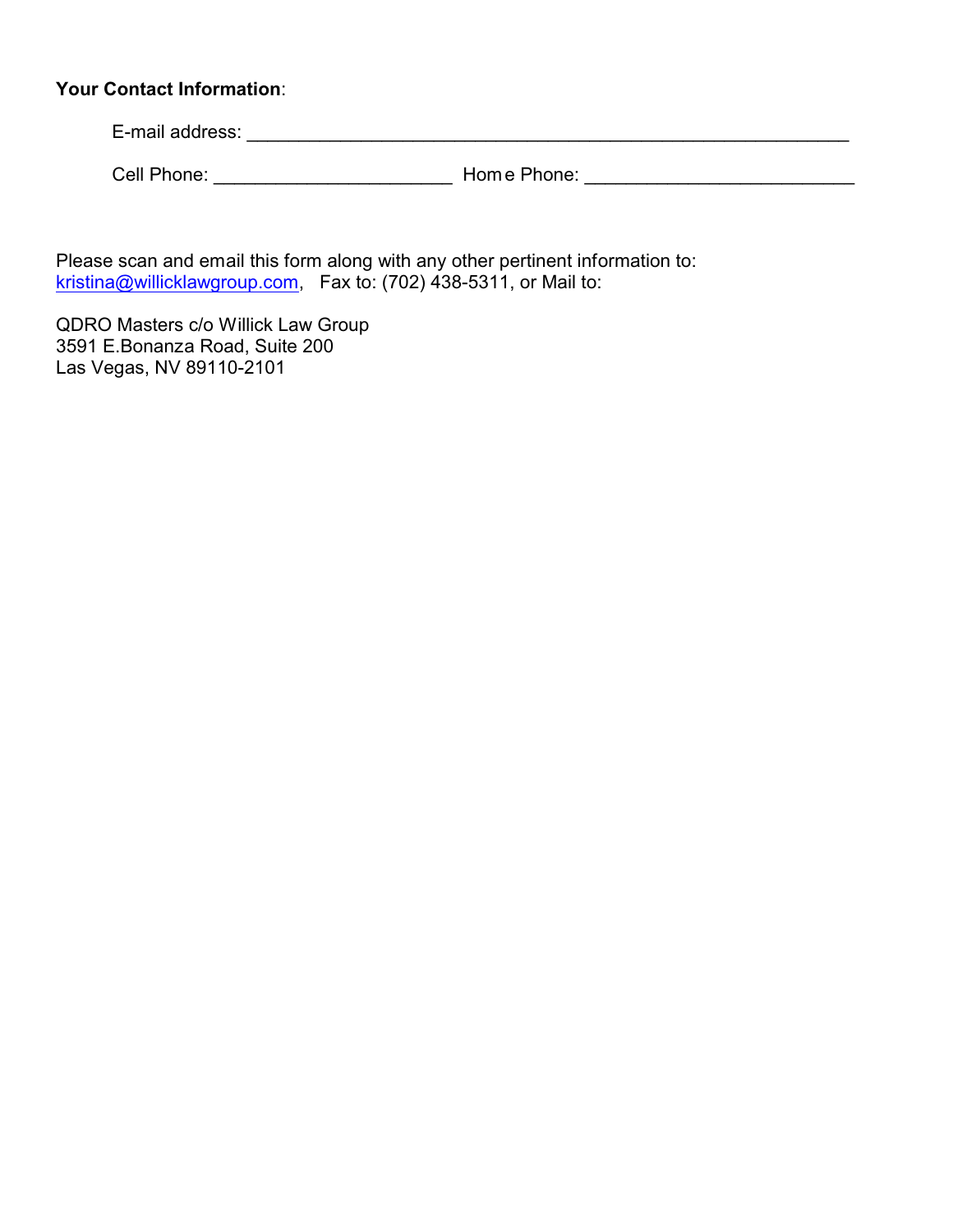**Your Contact Information**:

E-mail address: _______________________________________________________________

Cell Phone: _________________________ Home Phone: ____________________________

Please scan and email this form along with any other pertinent information to:
kristina@willicklawgroup.com, Fax to: (702) 438-5311, or Mail to:

QDRO Masters c/o Willick Law Group
3591 E.Bonanza Road, Suite 200
Las Vegas, NV 89110-2101